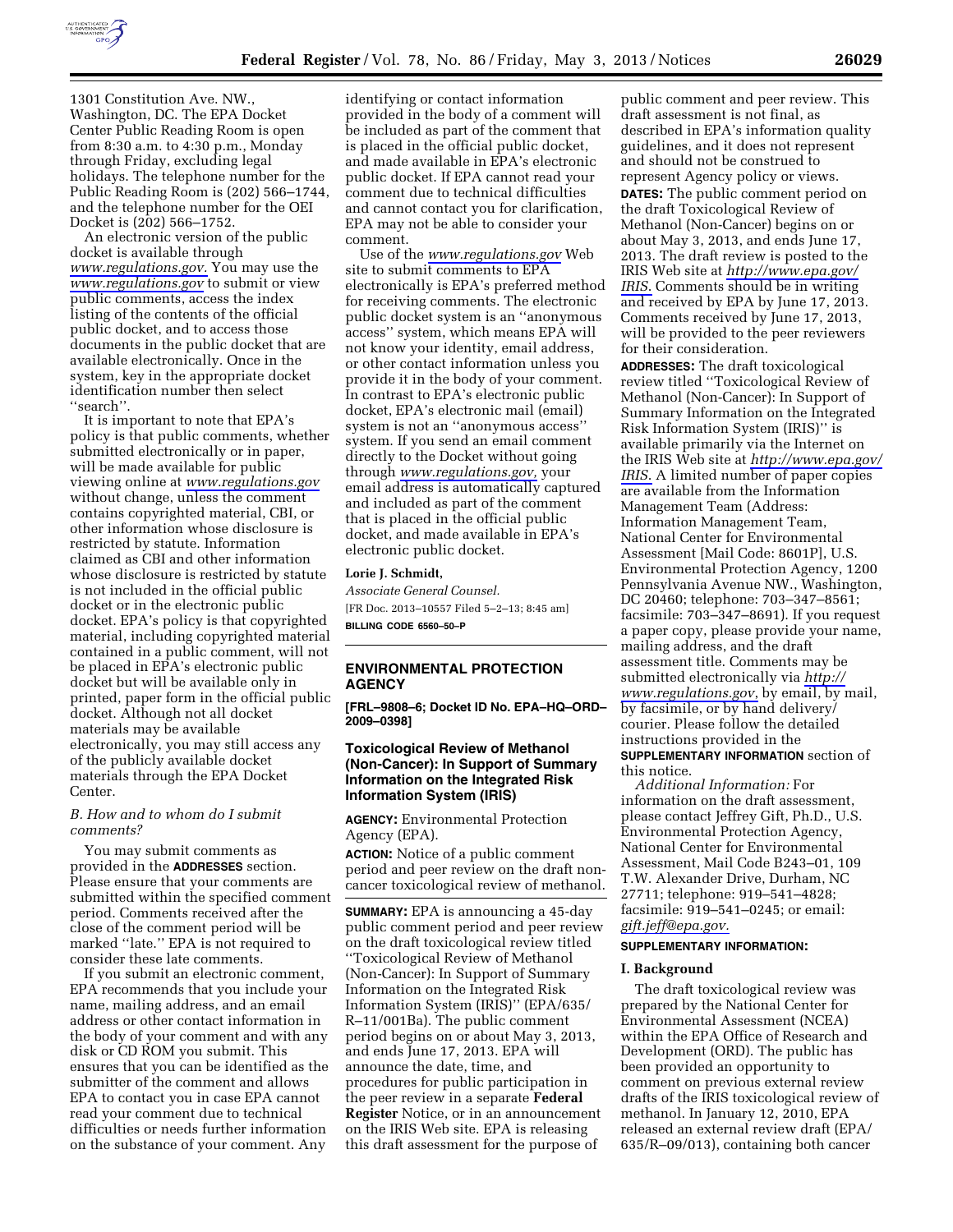1301 Constitution Ave. NW., Washington, DC. The EPA Docket Center Public Reading Room is open from 8:30 a.m. to 4:30 p.m., Monday through Friday, excluding legal holidays. The telephone number for the Public Reading Room is (202) 566–1744, and the telephone number for the OEI Docket is (202) 566–1752.

An electronic version of the public docket is available through *www.regulations.gov.* You may use the *www.regulations.gov* to submit or view public comments, access the index listing of the contents of the official public docket, and to access those documents in the public docket that are available electronically. Once in the system, key in the appropriate docket identification number then select ''search''.

It is important to note that EPA's policy is that public comments, whether submitted electronically or in paper, will be made available for public viewing online at *www.regulations.gov* without change, unless the comment contains copyrighted material, CBI, or other information whose disclosure is restricted by statute. Information claimed as CBI and other information whose disclosure is restricted by statute is not included in the official public docket or in the electronic public docket. EPA's policy is that copyrighted material, including copyrighted material contained in a public comment, will not be placed in EPA's electronic public docket but will be available only in printed, paper form in the official public docket. Although not all docket materials may be available electronically, you may still access any of the publicly available docket materials through the EPA Docket Center.

*B. How and to whom do I submit comments?*

You may submit comments as provided in the **ADDRESSES** section. Please ensure that your comments are submitted within the specified comment period. Comments received after the close of the comment period will be marked ''late.'' EPA is not required to consider these late comments.

If you submit an electronic comment, EPA recommends that you include your name, mailing address, and an email address or other contact information in the body of your comment and with any disk or CD ROM you submit. This ensures that you can be identified as the submitter of the comment and allows EPA to contact you in case EPA cannot read your comment due to technical difficulties or needs further information on the substance of your comment. Any identifying or contact information provided in the body of a comment will be included as part of the comment that is placed in the official public docket, and made available in EPA's electronic public docket. If EPA cannot read your comment due to technical difficulties and cannot contact you for clarification, EPA may not be able to consider your comment.

Use of the *www.regulations.gov* Web site to submit comments to EPA electronically is EPA's preferred method for receiving comments. The electronic public docket system is an ''anonymous access'' system, which means EPA will not know your identity, email address, or other contact information unless you provide it in the body of your comment. In contrast to EPA's electronic public docket, EPA's electronic mail (email) system is not an ''anonymous access'' system. If you send an email comment directly to the Docket without going through *www.regulations.gov,* your email address is automatically captured and included as part of the comment that is placed in the official public docket, and made available in EPA's electronic public docket.

**Lorie J. Schmidt,**

*Associate General Counsel.*

[FR Doc. 2013–10557 Filed 5–2–13; 8:45 am]

**BILLING CODE 6560–50–P**

## ENVIRONMENTAL PROTECTION AGENCY

**[FRL–9808–6; Docket ID No. EPA–HQ–ORD–2009–0398]**

### Toxicological Review of Methanol (Non-Cancer): In Support of Summary Information on the Integrated Risk Information System (IRIS)

**AGENCY:** Environmental Protection Agency (EPA).

**ACTION:** Notice of a public comment period and peer review on the draft non-cancer toxicological review of methanol.

**SUMMARY:** EPA is announcing a 45-day public comment period and peer review on the draft toxicological review titled ''Toxicological Review of Methanol (Non-Cancer): In Support of Summary Information on the Integrated Risk Information System (IRIS)'' (EPA/635/R–11/001Ba). The public comment period begins on or about May 3, 2013, and ends June 17, 2013. EPA will announce the date, time, and procedures for public participation in the peer review in a separate **Federal Register** Notice, or in an announcement on the IRIS Web site. EPA is releasing this draft assessment for the purpose of public comment and peer review. This draft assessment is not final, as described in EPA's information quality guidelines, and it does not represent and should not be construed to represent Agency policy or views.

**DATES:** The public comment period on the draft Toxicological Review of Methanol (Non-Cancer) begins on or about May 3, 2013, and ends June 17, 2013. The draft review is posted to the IRIS Web site at *http://www.epa.gov/IRIS.* Comments should be in writing and received by EPA by June 17, 2013. Comments received by June 17, 2013, will be provided to the peer reviewers for their consideration.

**ADDRESSES:** The draft toxicological review titled ''Toxicological Review of Methanol (Non-Cancer): In Support of Summary Information on the Integrated Risk Information System (IRIS)'' is available primarily via the Internet on the IRIS Web site at *http://www.epa.gov/IRIS.* A limited number of paper copies are available from the Information Management Team (Address: Information Management Team, National Center for Environmental Assessment [Mail Code: 8601P], U.S. Environmental Protection Agency, 1200 Pennsylvania Avenue NW., Washington, DC 20460; telephone: 703–347–8561; facsimile: 703–347–8691). If you request a paper copy, please provide your name, mailing address, and the draft assessment title. Comments may be submitted electronically via *http://www.regulations.gov,* by email, by mail, by facsimile, or by hand delivery/courier. Please follow the detailed instructions provided in the **SUPPLEMENTARY INFORMATION** section of this notice.

*Additional Information:* For information on the draft assessment, please contact Jeffrey Gift, Ph.D., U.S. Environmental Protection Agency, National Center for Environmental Assessment, Mail Code B243–01, 109 T.W. Alexander Drive, Durham, NC 27711; telephone: 919–541–4828; facsimile: 919–541–0245; or email: *gift.jeff@epa.gov.*

**SUPPLEMENTARY INFORMATION:**

**I. Background**

The draft toxicological review was prepared by the National Center for Environmental Assessment (NCEA) within the EPA Office of Research and Development (ORD). The public has been provided an opportunity to comment on previous external review drafts of the IRIS toxicological review of methanol. In January 12, 2010, EPA released an external review draft (EPA/635/R–09/013), containing both cancer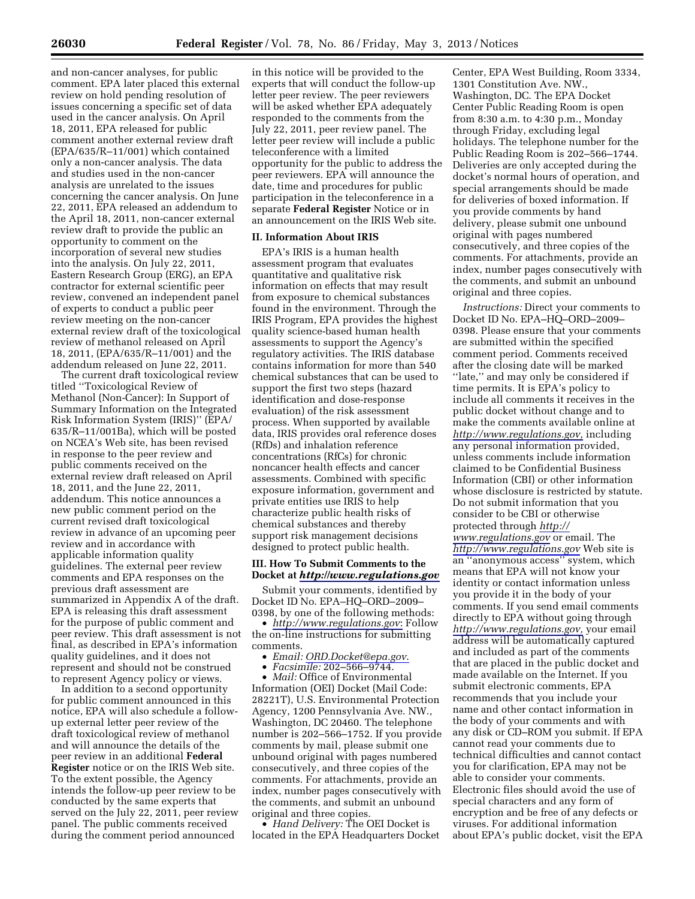and non-cancer analyses, for public comment. EPA later placed this external review on hold pending resolution of issues concerning a specific set of data used in the cancer analysis. On April 18, 2011, EPA released for public comment another external review draft (EPA/635/R–11/001) which contained only a non-cancer analysis. The data and studies used in the non-cancer analysis are unrelated to the issues concerning the cancer analysis. On June 22, 2011, EPA released an addendum to the April 18, 2011, non-cancer external review draft to provide the public an opportunity to comment on the incorporation of several new studies into the analysis. On July 22, 2011, Eastern Research Group (ERG), an EPA contractor for external scientific peer review, convened an independent panel of experts to conduct a public peer review meeting on the non-cancer external review draft of the toxicological review of methanol released on April 18, 2011, (EPA/635/R–11/001) and the addendum released on June 22, 2011.

The current draft toxicological review titled ''Toxicological Review of Methanol (Non-Cancer): In Support of Summary Information on the Integrated Risk Information System (IRIS)'' (EPA/635/R–11/001Ba), which will be posted on NCEA's Web site, has been revised in response to the peer review and public comments received on the external review draft released on April 18, 2011, and the June 22, 2011, addendum. This notice announces a new public comment period on the current revised draft toxicological review in advance of an upcoming peer review and in accordance with applicable information quality guidelines. The external peer review comments and EPA responses on the previous draft assessment are summarized in Appendix A of the draft. EPA is releasing this draft assessment for the purpose of public comment and peer review. This draft assessment is not final, as described in EPA's information quality guidelines, and it does not represent and should not be construed to represent Agency policy or views.

In addition to a second opportunity for public comment announced in this notice, EPA will also schedule a follow-up external letter peer review of the draft toxicological review of methanol and will announce the details of the peer review in an additional **Federal Register** notice or on the IRIS Web site. To the extent possible, the Agency intends the follow-up peer review to be conducted by the same experts that served on the July 22, 2011, peer review panel. The public comments received during the comment period announced in this notice will be provided to the experts that will conduct the follow-up letter peer review. The peer reviewers will be asked whether EPA adequately responded to the comments from the July 22, 2011, peer review panel. The letter peer review will include a public teleconference with a limited opportunity for the public to address the peer reviewers. EPA will announce the date, time and procedures for public participation in the teleconference in a separate **Federal Register** Notice or in an announcement on the IRIS Web site.

## II. Information About IRIS

EPA's IRIS is a human health assessment program that evaluates quantitative and qualitative risk information on effects that may result from exposure to chemical substances found in the environment. Through the IRIS Program, EPA provides the highest quality science-based human health assessments to support the Agency's regulatory activities. The IRIS database contains information for more than 540 chemical substances that can be used to support the first two steps (hazard identification and dose-response evaluation) of the risk assessment process. When supported by available data, IRIS provides oral reference doses (RfDs) and inhalation reference concentrations (RfCs) for chronic noncancer health effects and cancer assessments. Combined with specific exposure information, government and private entities use IRIS to help characterize public health risks of chemical substances and thereby support risk management decisions designed to protect public health.

## III. How To Submit Comments to the Docket at *http://www.regulations.gov*

Submit your comments, identified by Docket ID No. EPA–HQ–ORD–2009–0398, by one of the following methods:

- *http://www.regulations.gov*: Follow the on-line instructions for submitting comments.
- *Email: ORD.Docket@epa.gov*.
- *Facsimile:* 202–566–9744.
- *Mail:* Office of Environmental Information (OEI) Docket (Mail Code: 28221T), U.S. Environmental Protection Agency, 1200 Pennsylvania Ave. NW., Washington, DC 20460. The telephone number is 202–566–1752. If you provide comments by mail, please submit one unbound original with pages numbered consecutively, and three copies of the comments. For attachments, provide an index, number pages consecutively with the comments, and submit an unbound original and three copies.
- *Hand Delivery:* The OEI Docket is located in the EPA Headquarters Docket Center, EPA West Building, Room 3334, 1301 Constitution Ave. NW., Washington, DC. The EPA Docket Center Public Reading Room is open from 8:30 a.m. to 4:30 p.m., Monday through Friday, excluding legal holidays. The telephone number for the Public Reading Room is 202–566–1744. Deliveries are only accepted during the docket's normal hours of operation, and special arrangements should be made for deliveries of boxed information. If you provide comments by hand delivery, please submit one unbound original with pages numbered consecutively, and three copies of the comments. For attachments, provide an index, number pages consecutively with the comments, and submit an unbound original and three copies.

*Instructions:* Direct your comments to Docket ID No. EPA–HQ–ORD–2009–0398. Please ensure that your comments are submitted within the specified comment period. Comments received after the closing date will be marked ''late,'' and may only be considered if time permits. It is EPA's policy to include all comments it receives in the public docket without change and to make the comments available online at *http://www.regulations.gov,* including any personal information provided, unless comments include information claimed to be Confidential Business Information (CBI) or other information whose disclosure is restricted by statute. Do not submit information that you consider to be CBI or otherwise protected through *http://www.regulations.gov* or email. The *http://www.regulations.gov* Web site is an ''anonymous access'' system, which means that EPA will not know your identity or contact information unless you provide it in the body of your comments. If you send email comments directly to EPA without going through *http://www.regulations.gov,* your email address will be automatically captured and included as part of the comments that are placed in the public docket and made available on the Internet. If you submit electronic comments, EPA recommends that you include your name and other contact information in the body of your comments and with any disk or CD–ROM you submit. If EPA cannot read your comments due to technical difficulties and cannot contact you for clarification, EPA may not be able to consider your comments. Electronic files should avoid the use of special characters and any form of encryption and be free of any defects or viruses. For additional information about EPA's public docket, visit the EPA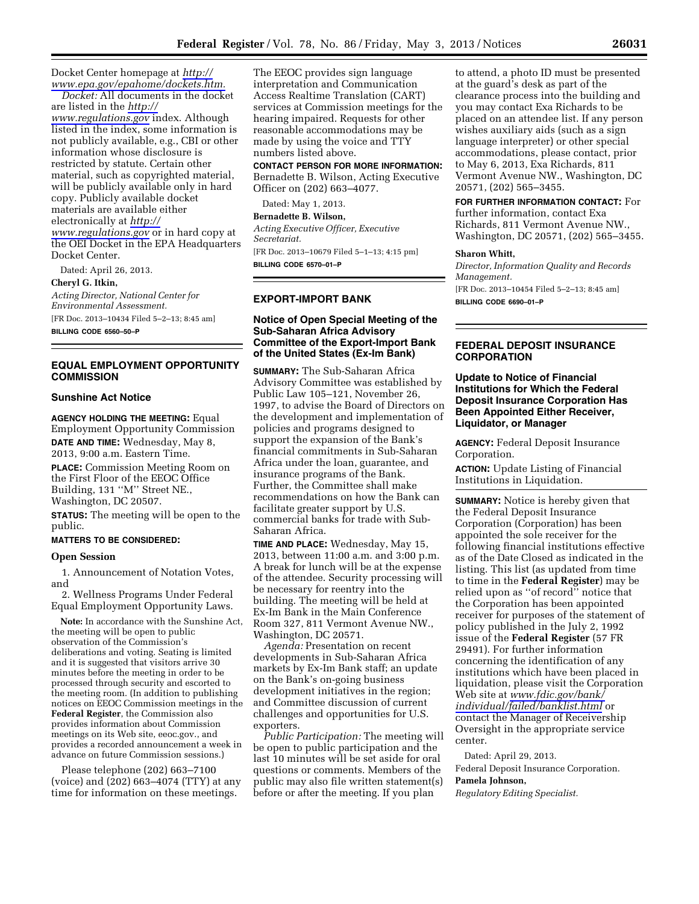Docket Center homepage at *http://www.epa.gov/epahome/dockets.htm.*

*Docket:* All documents in the docket are listed in the *http://www.regulations.gov* index. Although listed in the index, some information is not publicly available, e.g., CBI or other information whose disclosure is restricted by statute. Certain other material, such as copyrighted material, will be publicly available only in hard copy. Publicly available docket materials are available either electronically at *http://www.regulations.gov* or in hard copy at the OEI Docket in the EPA Headquarters Docket Center.

Dated: April 26, 2013.

**Cheryl G. Itkin,**

*Acting Director, National Center for Environmental Assessment.*

[FR Doc. 2013–10434 Filed 5–2–13; 8:45 am]

**BILLING CODE 6560–50–P**

## EQUAL EMPLOYMENT OPPORTUNITY COMMISSION

### Sunshine Act Notice

**AGENCY HOLDING THE MEETING:** Equal Employment Opportunity Commission

**DATE AND TIME:** Wednesday, May 8, 2013, 9:00 a.m. Eastern Time.

**PLACE:** Commission Meeting Room on the First Floor of the EEOC Office Building, 131 ''M'' Street NE., Washington, DC 20507.

**STATUS:** The meeting will be open to the public.

**MATTERS TO BE CONSIDERED:**

**Open Session**

1. Announcement of Notation Votes, and
2. Wellness Programs Under Federal Equal Employment Opportunity Laws.

**Note:** In accordance with the Sunshine Act, the meeting will be open to public observation of the Commission's deliberations and voting. Seating is limited and it is suggested that visitors arrive 30 minutes before the meeting in order to be processed through security and escorted to the meeting room. (In addition to publishing notices on EEOC Commission meetings in the **Federal Register**, the Commission also provides information about Commission meetings on its Web site, eeoc.gov., and provides a recorded announcement a week in advance on future Commission sessions.)

Please telephone (202) 663–7100 (voice) and (202) 663–4074 (TTY) at any time for information on these meetings. The EEOC provides sign language interpretation and Communication Access Realtime Translation (CART) services at Commission meetings for the hearing impaired. Requests for other reasonable accommodations may be made by using the voice and TTY numbers listed above.

**CONTACT PERSON FOR MORE INFORMATION:** Bernadette B. Wilson, Acting Executive Officer on (202) 663–4077.

Dated: May 1, 2013.

**Bernadette B. Wilson,**

*Acting Executive Officer, Executive Secretariat.*

[FR Doc. 2013–10679 Filed 5–1–13; 4:15 pm]

**BILLING CODE 6570–01–P**

## EXPORT-IMPORT BANK

### Notice of Open Special Meeting of the Sub-Saharan Africa Advisory Committee of the Export-Import Bank of the United States (Ex-Im Bank)

**SUMMARY:** The Sub-Saharan Africa Advisory Committee was established by Public Law 105–121, November 26, 1997, to advise the Board of Directors on the development and implementation of policies and programs designed to support the expansion of the Bank's financial commitments in Sub-Saharan Africa under the loan, guarantee, and insurance programs of the Bank. Further, the Committee shall make recommendations on how the Bank can facilitate greater support by U.S. commercial banks for trade with Sub-Saharan Africa.

**TIME AND PLACE:** Wednesday, May 15, 2013, between 11:00 a.m. and 3:00 p.m. A break for lunch will be at the expense of the attendee. Security processing will be necessary for reentry into the building. The meeting will be held at Ex-Im Bank in the Main Conference Room 327, 811 Vermont Avenue NW., Washington, DC 20571.

*Agenda:* Presentation on recent developments in Sub-Saharan Africa markets by Ex-Im Bank staff; an update on the Bank's on-going business development initiatives in the region; and Committee discussion of current challenges and opportunities for U.S. exporters.

*Public Participation:* The meeting will be open to public participation and the last 10 minutes will be set aside for oral questions or comments. Members of the public may also file written statement(s) before or after the meeting. If you plan to attend, a photo ID must be presented at the guard's desk as part of the clearance process into the building and you may contact Exa Richards to be placed on an attendee list. If any person wishes auxiliary aids (such as a sign language interpreter) or other special accommodations, please contact, prior to May 6, 2013, Exa Richards, 811 Vermont Avenue NW., Washington, DC 20571, (202) 565–3455.

**FOR FURTHER INFORMATION CONTACT:** For further information, contact Exa Richards, 811 Vermont Avenue NW., Washington, DC 20571, (202) 565–3455.

**Sharon Whitt,**

*Director, Information Quality and Records Management.*

[FR Doc. 2013–10454 Filed 5–2–13; 8:45 am]

**BILLING CODE 6690–01–P**

## FEDERAL DEPOSIT INSURANCE CORPORATION

### Update to Notice of Financial Institutions for Which the Federal Deposit Insurance Corporation Has Been Appointed Either Receiver, Liquidator, or Manager

**AGENCY:** Federal Deposit Insurance Corporation.

**ACTION:** Update Listing of Financial Institutions in Liquidation.

**SUMMARY:** Notice is hereby given that the Federal Deposit Insurance Corporation (Corporation) has been appointed the sole receiver for the following financial institutions effective as of the Date Closed as indicated in the listing. This list (as updated from time to time in the **Federal Register**) may be relied upon as ''of record'' notice that the Corporation has been appointed receiver for purposes of the statement of policy published in the July 2, 1992 issue of the **Federal Register** (57 FR 29491). For further information concerning the identification of any institutions which have been placed in liquidation, please visit the Corporation Web site at *www.fdic.gov/bank/individual/failed/banklist.html* or contact the Manager of Receivership Oversight in the appropriate service center.

Dated: April 29, 2013.

Federal Deposit Insurance Corporation.

**Pamela Johnson,**

*Regulatory Editing Specialist.*